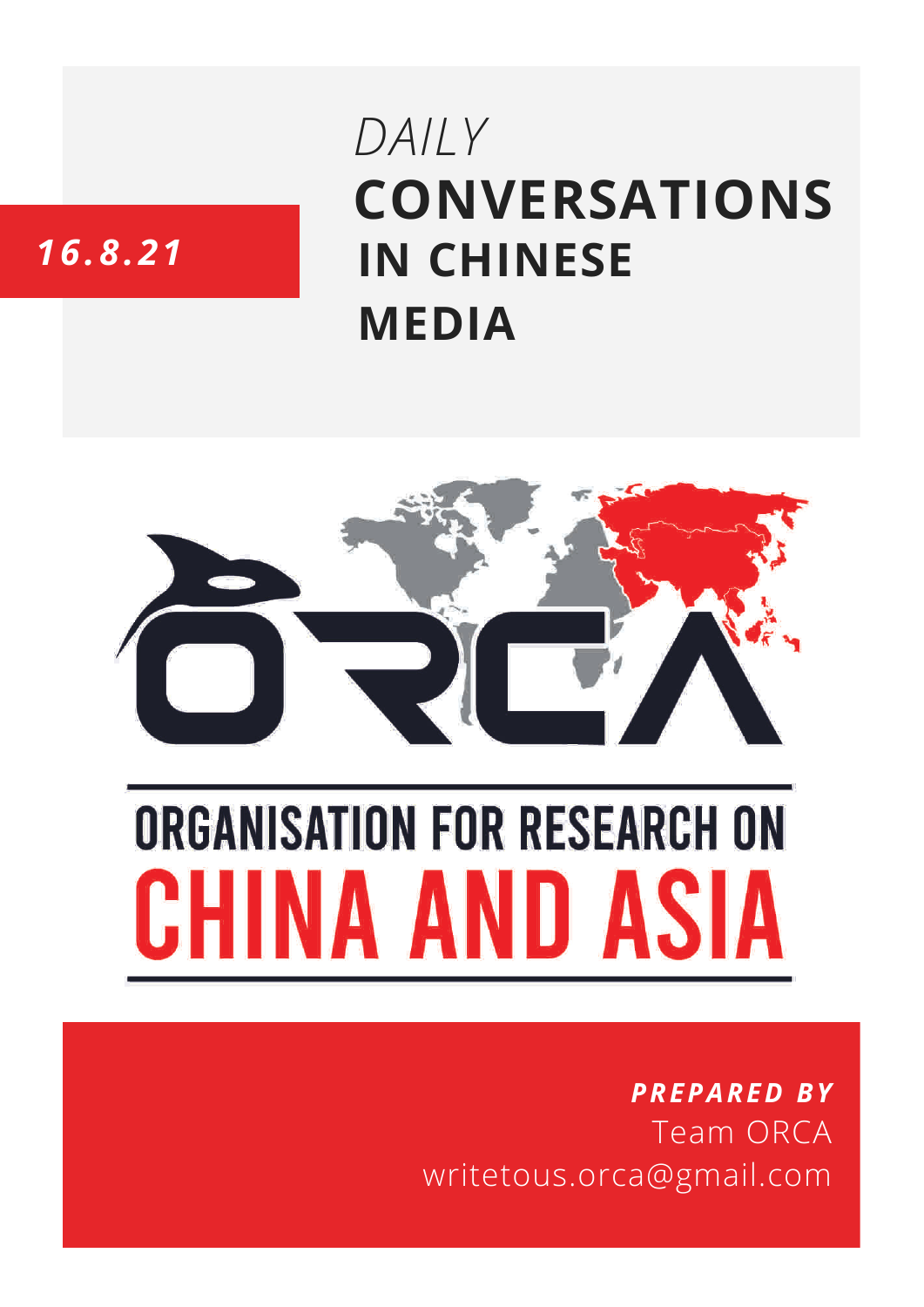16.8.21

# *DAILY* CONVERSATIONS IN CHINESE MEDIA

ORGANISATION FOR RESEARCH ON CHINA AND ASIA

***PREPARED BY***
Team ORCA
writetous.orca@gmail.com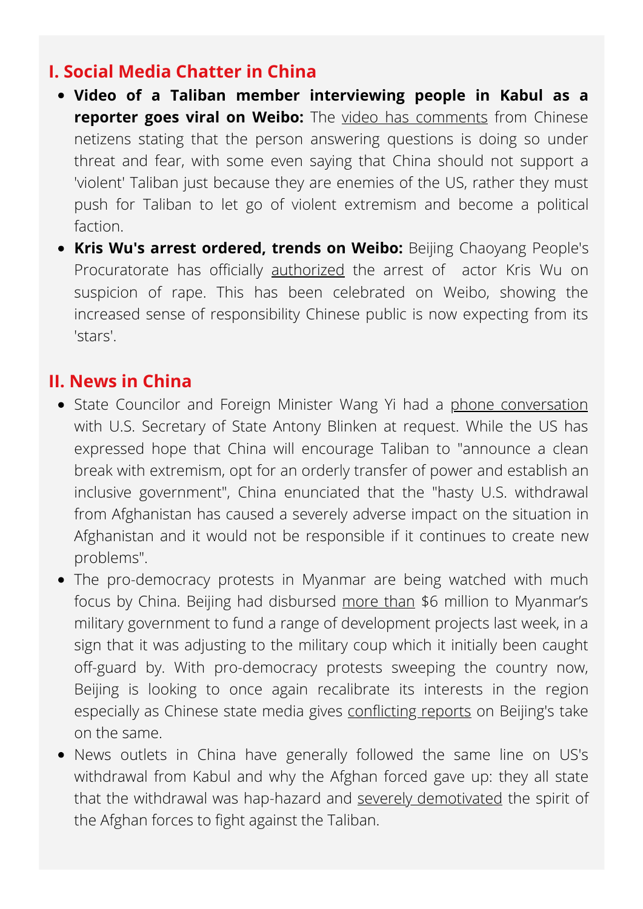## I. Social Media Chatter in China

- **Video of a Taliban member interviewing people in Kabul as a reporter goes viral on Weibo:** The video has comments from Chinese netizens stating that the person answering questions is doing so under threat and fear, with some even saying that China should not support a 'violent' Taliban just because they are enemies of the US, rather they must push for Taliban to let go of violent extremism and become a political faction.
- **Kris Wu's arrest ordered, trends on Weibo:** Beijing Chaoyang People's Procuratorate has officially authorized the arrest of actor Kris Wu on suspicion of rape. This has been celebrated on Weibo, showing the increased sense of responsibility Chinese public is now expecting from its 'stars'.

## II. News in China

- State Councilor and Foreign Minister Wang Yi had a phone conversation with U.S. Secretary of State Antony Blinken at request. While the US has expressed hope that China will encourage Taliban to "announce a clean break with extremism, opt for an orderly transfer of power and establish an inclusive government", China enunciated that the "hasty U.S. withdrawal from Afghanistan has caused a severely adverse impact on the situation in Afghanistan and it would not be responsible if it continues to create new problems".
- The pro-democracy protests in Myanmar are being watched with much focus by China. Beijing had disbursed more than $6 million to Myanmar's military government to fund a range of development projects last week, in a sign that it was adjusting to the military coup which it initially been caught off-guard by. With pro-democracy protests sweeping the country now, Beijing is looking to once again recalibrate its interests in the region especially as Chinese state media gives conflicting reports on Beijing's take on the same.
- News outlets in China have generally followed the same line on US's withdrawal from Kabul and why the Afghan forced gave up: they all state that the withdrawal was hap-hazard and severely demotivated the spirit of the Afghan forces to fight against the Taliban.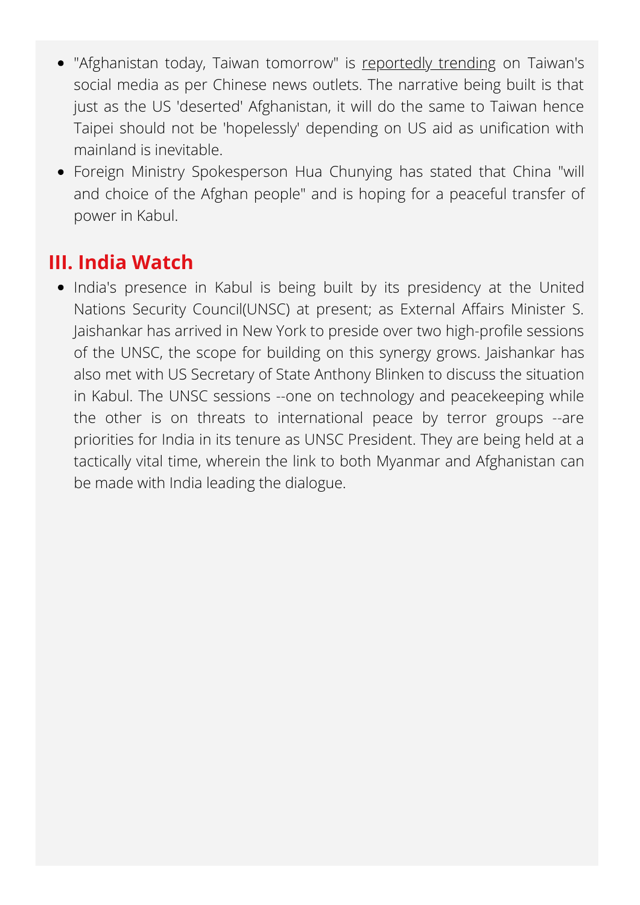- "Afghanistan today, Taiwan tomorrow" is reportedly trending on Taiwan's social media as per Chinese news outlets. The narrative being built is that just as the US 'deserted' Afghanistan, it will do the same to Taiwan hence Taipei should not be 'hopelessly' depending on US aid as unification with mainland is inevitable.
- Foreign Ministry Spokesperson Hua Chunying has stated that China "will and choice of the Afghan people" and is hoping for a peaceful transfer of power in Kabul.

## III. India Watch

- India's presence in Kabul is being built by its presidency at the United Nations Security Council(UNSC) at present; as External Affairs Minister S. Jaishankar has arrived in New York to preside over two high-profile sessions of the UNSC, the scope for building on this synergy grows. Jaishankar has also met with US Secretary of State Anthony Blinken to discuss the situation in Kabul. The UNSC sessions --one on technology and peacekeeping while the other is on threats to international peace by terror groups --are priorities for India in its tenure as UNSC President. They are being held at a tactically vital time, wherein the link to both Myanmar and Afghanistan can be made with India leading the dialogue.